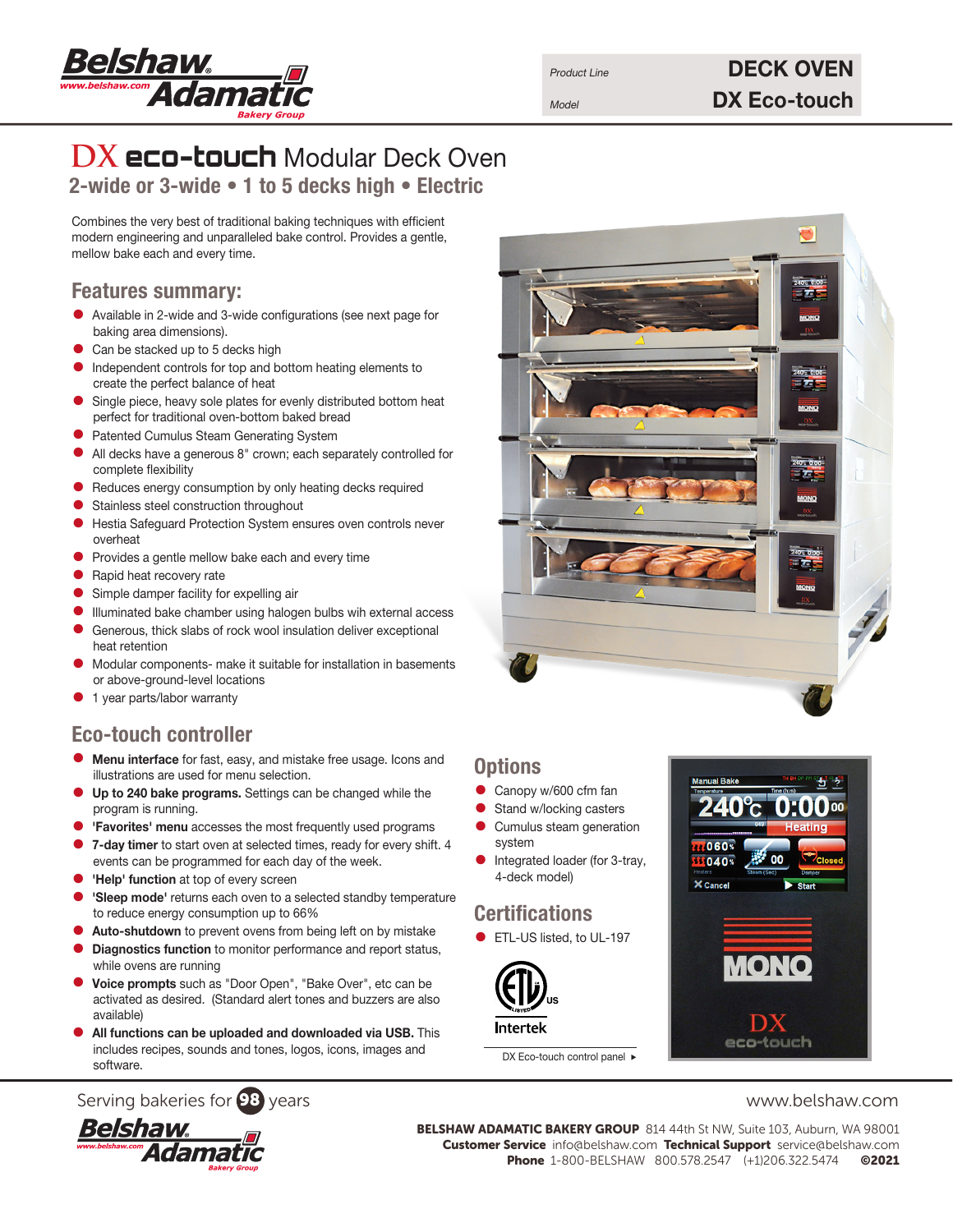Product Line **DECK OVEN**

Model **DX Eco-touch**

# DX eco-touch Modular Deck Oven

## 2-wide or 3-wide • 1 to 5 decks high • Electric

Combines the very best of traditional baking techniques with efficient modern engineering and unparalleled bake control. Provides a gentle, mellow bake each and every time.

## Features summary:

- Available in 2-wide and 3-wide configurations (see next page for baking area dimensions).
- Can be stacked up to 5 decks high
- Independent controls for top and bottom heating elements to create the perfect balance of heat
- Single piece, heavy sole plates for evenly distributed bottom heat perfect for traditional oven-bottom baked bread
- Patented Cumulus Steam Generating System
- All decks have a generous 8" crown; each separately controlled for complete flexibility
- Reduces energy consumption by only heating decks required
- Stainless steel construction throughout
- Hestia Safeguard Protection System ensures oven controls never overheat
- Provides a gentle mellow bake each and every time
- Rapid heat recovery rate
- Simple damper facility for expelling air
- Illuminated bake chamber using halogen bulbs wih external access
- Generous, thick slabs of rock wool insulation deliver exceptional heat retention
- Modular components- make it suitable for installation in basements or above-ground-level locations
- 1 year parts/labor warranty

## Eco-touch controller

- **Menu interface** for fast, easy, and mistake free usage. Icons and illustrations are used for menu selection.
- **Up to 240 bake programs.** Settings can be changed while the program is running.
- **'Favorites' menu** accesses the most frequently used programs
- **7-day timer** to start oven at selected times, ready for every shift. 4 events can be programmed for each day of the week.
- **'Help' function** at top of every screen
- **'Sleep mode'** returns each oven to a selected standby temperature to reduce energy consumption up to 66%
- **Auto-shutdown** to prevent ovens from being left on by mistake
- **Diagnostics function** to monitor performance and report status, while ovens are running
- **Voice prompts** such as "Door Open", "Bake Over", etc can be activated as desired. (Standard alert tones and buzzers are also available)
- **All functions can be uploaded and downloaded via USB.** This includes recipes, sounds and tones, logos, icons, images and software.

## Options

- Canopy w/600 cfm fan
- Stand w/locking casters
- Cumulus steam generation system
- Integrated loader (for 3-tray, 4-deck model)

## Certifications

- ETL-US listed, to UL-197

Intertek

DX Eco-touch control panel ►

Serving bakeries for 98 years

www.belshaw.com

**BELSHAW ADAMATIC BAKERY GROUP** 814 44th St NW, Suite 103, Auburn, WA 98001
**Customer Service** info@belshaw.com **Technical Support** service@belshaw.com
**Phone** 1-800-BELSHAW 800.578.2547 (+1)206.322.5474 **©2021**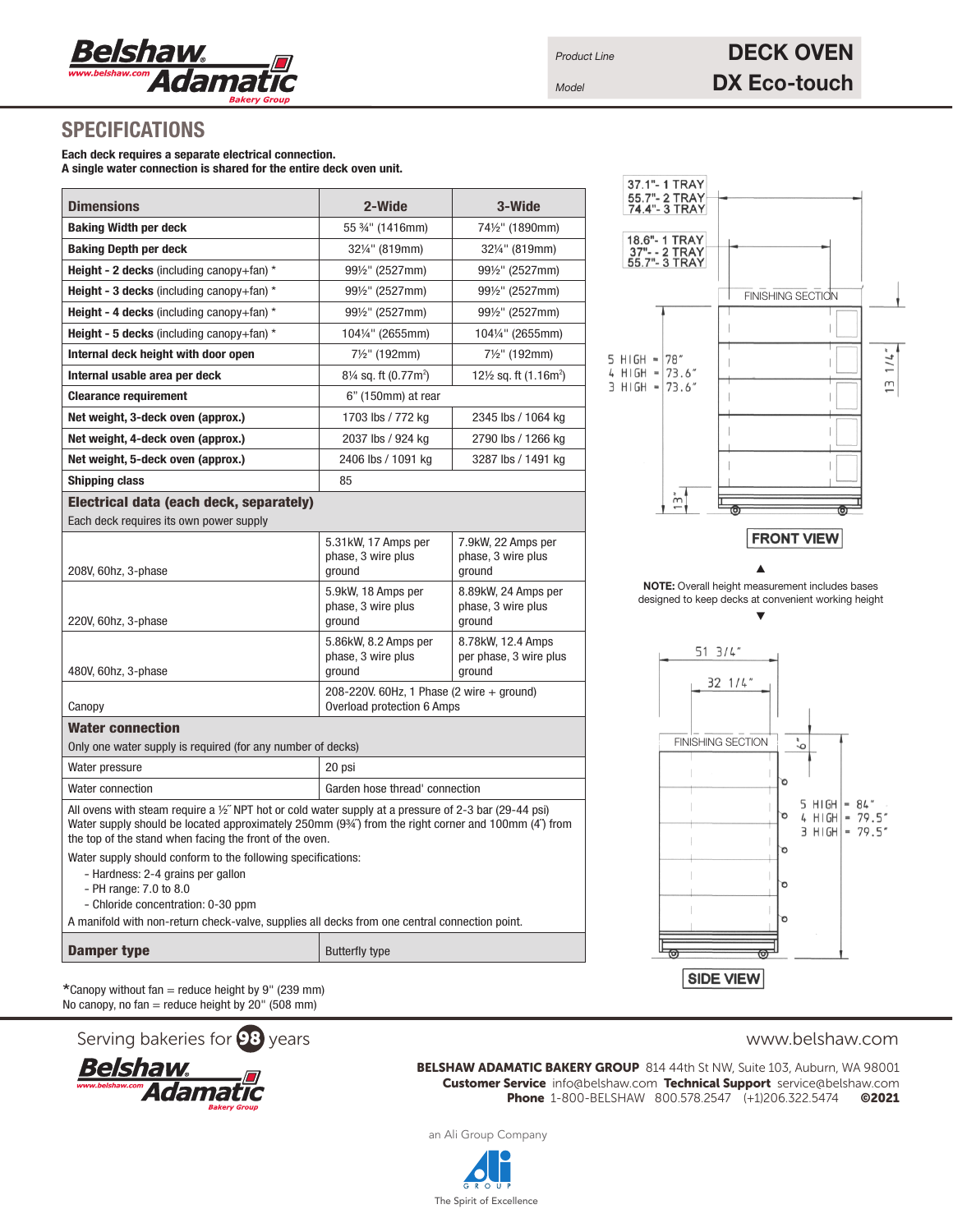Product Line **DECK OVEN**

Model **DX Eco-touch**

## SPECIFICATIONS

**Each deck requires a separate electrical connection.**
**A single water connection is shared for the entire deck oven unit.**

| Dimensions | 2-Wide | 3-Wide |
|---|---|---|
| **Baking Width per deck** | 55 ¾" (1416mm) | 74½" (1890mm) |
| **Baking Depth per deck** | 32¼" (819mm) | 32¼" (819mm) |
| **Height - 2 decks** (including canopy+fan) * | 99½" (2527mm) | 99½" (2527mm) |
| **Height - 3 decks** (including canopy+fan) * | 99½" (2527mm) | 99½" (2527mm) |
| **Height - 4 decks** (including canopy+fan) * | 99½" (2527mm) | 99½" (2527mm) |
| **Height - 5 decks** (including canopy+fan) * | 104¼" (2655mm) | 104¼" (2655mm) |
| **Internal deck height with door open** | 7½" (192mm) | 7½" (192mm) |
| **Internal usable area per deck** | 8¼ sq. ft (0.77m²) | 12½ sq. ft (1.16m²) |
| **Clearance requirement** | 6" (150mm) at rear | |
| **Net weight, 3-deck oven (approx.)** | 1703 lbs / 772 kg | 2345 lbs / 1064 kg |
| **Net weight, 4-deck oven (approx.)** | 2037 lbs / 924 kg | 2790 lbs / 1266 kg |
| **Net weight, 5-deck oven (approx.)** | 2406 lbs / 1091 kg | 3287 lbs / 1491 kg |
| **Shipping class** | 85 | |
| **Electrical data (each deck, separately)** Each deck requires its own power supply | | |
| 208V, 60hz, 3-phase | 5.31kW, 17 Amps per phase, 3 wire plus ground | 7.9kW, 22 Amps per phase, 3 wire plus ground |
| 220V, 60hz, 3-phase | 5.9kW, 18 Amps per phase, 3 wire plus ground | 8.89kW, 24 Amps per phase, 3 wire plus ground |
| 480V, 60hz, 3-phase | 5.86kW, 8.2 Amps per phase, 3 wire plus ground | 8.78kW, 12.4 Amps per phase, 3 wire plus ground |
| Canopy | 208-220V. 60Hz, 1 Phase (2 wire + ground) Overload protection 6 Amps | |
| **Water connection** Only one water supply is required (for any number of decks) | | |
| Water pressure | 20 psi | |
| Water connection | Garden hose thread' connection | |

All ovens with steam require a ½˝ NPT hot or cold water supply at a pressure of 2-3 bar (29-44 psi) Water supply should be located approximately 250mm (9¾˝) from the right corner and 100mm (4˝) from the top of the stand when facing the front of the oven.

Water supply should conform to the following specifications:

- Hardness: 2-4 grains per gallon
- PH range: 7.0 to 8.0
- Chloride concentration: 0-30 ppm

A manifold with non-return check-valve, supplies all decks from one central connection point.

| | |
|---|---|
| **Damper type** | Butterfly type |

*Canopy without fan = reduce height by 9" (239 mm)
No canopy, no fan = reduce height by 20" (508 mm)

37.1"- 1 TRAY
55.7"- 2 TRAY
74.4"- 3 TRAY

18.6"- 1 TRAY
37"- 2 TRAY
55.7"- 3 TRAY

FINISHING SECTION

5 HIGH = 78"
4 HIGH = 73.6"
3 HIGH = 73.6"

13 1/4"

13"

**FRONT VIEW**

**NOTE:** Overall height measurement includes bases designed to keep decks at convenient working height

51 3/4"

32 1/4"

FINISHING SECTION

6"

5 HIGH = 84"
4 HIGH = 79.5"
3 HIGH = 79.5"

**SIDE VIEW**

Serving bakeries for 98 years

www.belshaw.com

**BELSHAW ADAMATIC BAKERY GROUP** 814 44th St NW, Suite 103, Auburn, WA 98001
**Customer Service** info@belshaw.com **Technical Support** service@belshaw.com
**Phone** 1-800-BELSHAW 800.578.2547 (+1)206.322.5474 **©2021**

an Ali Group Company

The Spirit of Excellence